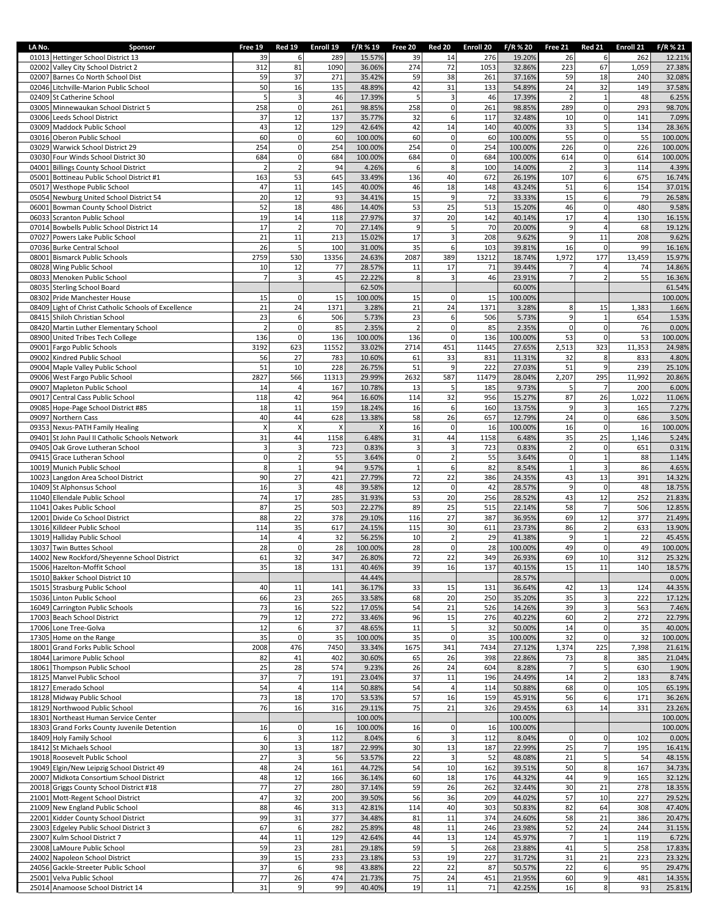| LA No. | Sponsor | Free 19 | Red 19 | Enroll 19 | F/R % 19 | Free 20 | Red 20 | Enroll 20 | F/R % 20 | Free 21 | Red 21 | Enroll 21 | F/R % 21 |
|---|---|---|---|---|---|---|---|---|---|---|---|---|---|
| 01013 | Hettinger School District 13 | 39 | 6 | 289 | 15.57% | 39 | 14 | 276 | 19.20% | 26 | 6 | 262 | 12.21% |
| 02002 | Valley City School District 2 | 312 | 81 | 1090 | 36.06% | 274 | 72 | 1053 | 32.86% | 223 | 67 | 1,059 | 27.38% |
| 02007 | Barnes Co North School Dist | 59 | 37 | 271 | 35.42% | 59 | 38 | 261 | 37.16% | 59 | 18 | 240 | 32.08% |
| 02046 | Litchville-Marion Public School | 50 | 16 | 135 | 48.89% | 42 | 31 | 133 | 54.89% | 24 | 32 | 149 | 37.58% |
| 02409 | St Catherine School | 5 | 3 | 46 | 17.39% | 5 | 3 | 46 | 17.39% | 2 | 1 | 48 | 6.25% |
| 03005 | Minnewaukan School District 5 | 258 | 0 | 261 | 98.85% | 258 | 0 | 261 | 98.85% | 289 | 0 | 293 | 98.70% |
| 03006 | Leeds School District | 37 | 12 | 137 | 35.77% | 32 | 6 | 117 | 32.48% | 10 | 0 | 141 | 7.09% |
| 03009 | Maddock Public School | 43 | 12 | 129 | 42.64% | 42 | 14 | 140 | 40.00% | 33 | 5 | 134 | 28.36% |
| 03016 | Oberon Public School | 60 | 0 | 60 | 100.00% | 60 | 0 | 60 | 100.00% | 55 | 0 | 55 | 100.00% |
| 03029 | Warwick School District 29 | 254 | 0 | 254 | 100.00% | 254 | 0 | 254 | 100.00% | 226 | 0 | 226 | 100.00% |
| 03030 | Four Winds School District 30 | 684 | 0 | 684 | 100.00% | 684 | 0 | 684 | 100.00% | 614 | 0 | 614 | 100.00% |
| 04001 | Billings County School District | 2 | 2 | 94 | 4.26% | 6 | 8 | 100 | 14.00% | 2 | 3 | 114 | 4.39% |
| 05001 | Bottineau Public School District #1 | 163 | 53 | 645 | 33.49% | 136 | 40 | 672 | 26.19% | 107 | 6 | 675 | 16.74% |
| 05017 | Westhope Public School | 47 | 11 | 145 | 40.00% | 46 | 18 | 148 | 43.24% | 51 | 6 | 154 | 37.01% |
| 05054 | Newburg United School District 54 | 20 | 12 | 93 | 34.41% | 15 | 9 | 72 | 33.33% | 15 | 6 | 79 | 26.58% |
| 06001 | Bowman County School District | 52 | 18 | 486 | 14.40% | 53 | 25 | 513 | 15.20% | 46 | 0 | 480 | 9.58% |
| 06033 | Scranton Public School | 19 | 14 | 118 | 27.97% | 37 | 20 | 142 | 40.14% | 17 | 4 | 130 | 16.15% |
| 07014 | Bowbells Public School District 14 | 17 | 2 | 70 | 27.14% | 9 | 5 | 70 | 20.00% | 9 | 4 | 68 | 19.12% |
| 07027 | Powers Lake Public School | 21 | 11 | 213 | 15.02% | 17 | 3 | 208 | 9.62% | 9 | 11 | 208 | 9.62% |
| 07036 | Burke Central School | 26 | 5 | 100 | 31.00% | 35 | 6 | 103 | 39.81% | 16 | 0 | 99 | 16.16% |
| 08001 | Bismarck Public Schools | 2759 | 530 | 13356 | 24.63% | 2087 | 389 | 13212 | 18.74% | 1,972 | 177 | 13,459 | 15.97% |
| 08028 | Wing Public School | 10 | 12 | 77 | 28.57% | 11 | 17 | 71 | 39.44% | 7 | 4 | 74 | 14.86% |
| 08033 | Menoken Public School | 7 | 3 | 45 | 22.22% | 8 | 3 | 46 | 23.91% | 7 | 2 | 55 | 16.36% |
| 08035 | Sterling School Board | | | | 62.50% | | | | 60.00% | | | | 61.54% |
| 08302 | Pride Manchester House | 15 | 0 | 15 | 100.00% | 15 | 0 | 15 | 100.00% | | | | 100.00% |
| 08409 | Light of Christ Catholic Schools of Excellence | 21 | 24 | 1371 | 3.28% | 21 | 24 | 1371 | 3.28% | 8 | 15 | 1,383 | 1.66% |
| 08415 | Shiloh Christian School | 23 | 6 | 506 | 5.73% | 23 | 6 | 506 | 5.73% | 9 | 1 | 654 | 1.53% |
| 08420 | Martin Luther Elementary School | 2 | 0 | 85 | 2.35% | 2 | 0 | 85 | 2.35% | 0 | 0 | 76 | 0.00% |
| 08900 | United Tribes Tech College | 136 | 0 | 136 | 100.00% | 136 | 0 | 136 | 100.00% | 53 | 0 | 53 | 100.00% |
| 09001 | Fargo Public Schools | 3192 | 623 | 11552 | 33.02% | 2714 | 451 | 11445 | 27.65% | 2,513 | 323 | 11,353 | 24.98% |
| 09002 | Kindred Public School | 56 | 27 | 783 | 10.60% | 61 | 33 | 831 | 11.31% | 32 | 8 | 833 | 4.80% |
| 09004 | Maple Valley Public School | 51 | 10 | 228 | 26.75% | 51 | 9 | 222 | 27.03% | 51 | 9 | 239 | 25.10% |
| 09006 | West Fargo Public School | 2827 | 566 | 11313 | 29.99% | 2632 | 587 | 11479 | 28.04% | 2,207 | 295 | 11,992 | 20.86% |
| 09007 | Mapleton Public School | 14 | 4 | 167 | 10.78% | 13 | 5 | 185 | 9.73% | 5 | 7 | 200 | 6.00% |
| 09017 | Central Cass Public School | 118 | 42 | 964 | 16.60% | 114 | 32 | 956 | 15.27% | 87 | 26 | 1,022 | 11.06% |
| 09085 | Hope-Page School District #85 | 18 | 11 | 159 | 18.24% | 16 | 6 | 160 | 13.75% | 9 | 3 | 165 | 7.27% |
| 09097 | Northern Cass | 40 | 44 | 628 | 13.38% | 58 | 26 | 657 | 12.79% | 24 | 0 | 686 | 3.50% |
| 09353 | Nexus-PATH Family Healing | X | X | X | X | 16 | 0 | 16 | 100.00% | 16 | 0 | 16 | 100.00% |
| 09401 | St John Paul II Catholic Schools Network | 31 | 44 | 1158 | 6.48% | 31 | 44 | 1158 | 6.48% | 35 | 25 | 1,146 | 5.24% |
| 09405 | Oak Grove Lutheran School | 3 | 3 | 723 | 0.83% | 3 | 3 | 723 | 0.83% | 2 | 0 | 651 | 0.31% |
| 09415 | Grace Lutheran School | 0 | 2 | 55 | 3.64% | 0 | 2 | 55 | 3.64% | 0 | 1 | 88 | 1.14% |
| 10019 | Munich Public School | 8 | 1 | 94 | 9.57% | 1 | 6 | 82 | 8.54% | 1 | 3 | 86 | 4.65% |
| 10023 | Langdon Area School District | 90 | 27 | 421 | 27.79% | 72 | 22 | 386 | 24.35% | 43 | 13 | 391 | 14.32% |
| 10409 | St Alphonsus School | 16 | 3 | 48 | 39.58% | 12 | 0 | 42 | 28.57% | 9 | 0 | 48 | 18.75% |
| 11040 | Ellendale Public School | 74 | 17 | 285 | 31.93% | 53 | 20 | 256 | 28.52% | 43 | 12 | 252 | 21.83% |
| 11041 | Oakes Public School | 87 | 25 | 503 | 22.27% | 89 | 25 | 515 | 22.14% | 58 | 7 | 506 | 12.85% |
| 12001 | Divide Co School District | 88 | 22 | 378 | 29.10% | 116 | 27 | 387 | 36.95% | 69 | 12 | 377 | 21.49% |
| 13016 | Killdeer Public School | 114 | 35 | 617 | 24.15% | 115 | 30 | 611 | 23.73% | 86 | 2 | 633 | 13.90% |
| 13019 | Halliday Public School | 14 | 4 | 32 | 56.25% | 10 | 2 | 29 | 41.38% | 9 | 1 | 22 | 45.45% |
| 13037 | Twin Buttes School | 28 | 0 | 28 | 100.00% | 28 | 0 | 28 | 100.00% | 49 | 0 | 49 | 100.00% |
| 14002 | New Rockford/Sheyenne School District | 61 | 32 | 347 | 26.80% | 72 | 22 | 349 | 26.93% | 69 | 10 | 312 | 25.32% |
| 15006 | Hazelton-Moffit School | 35 | 18 | 131 | 40.46% | 39 | 16 | 137 | 40.15% | 15 | 11 | 140 | 18.57% |
| 15010 | Bakker School District 10 | | | | 44.44% | | | | 28.57% | | | | 0.00% |
| 15015 | Strasburg Public School | 40 | 11 | 141 | 36.17% | 33 | 15 | 131 | 36.64% | 42 | 13 | 124 | 44.35% |
| 15036 | Linton Public School | 66 | 23 | 265 | 33.58% | 68 | 20 | 250 | 35.20% | 35 | 3 | 222 | 17.12% |
| 16049 | Carrington Public Schools | 73 | 16 | 522 | 17.05% | 54 | 21 | 526 | 14.26% | 39 | 3 | 563 | 7.46% |
| 17003 | Beach School District | 79 | 12 | 272 | 33.46% | 96 | 15 | 276 | 40.22% | 60 | 2 | 272 | 22.79% |
| 17006 | Lone Tree-Golva | 12 | 6 | 37 | 48.65% | 11 | 5 | 32 | 50.00% | 14 | 0 | 35 | 40.00% |
| 17305 | Home on the Range | 35 | 0 | 35 | 100.00% | 35 | 0 | 35 | 100.00% | 32 | 0 | 32 | 100.00% |
| 18001 | Grand Forks Public School | 2008 | 476 | 7450 | 33.34% | 1675 | 341 | 7434 | 27.12% | 1,374 | 225 | 7,398 | 21.61% |
| 18044 | Larimore Public School | 82 | 41 | 402 | 30.60% | 65 | 26 | 398 | 22.86% | 73 | 8 | 385 | 21.04% |
| 18061 | Thompson Public School | 25 | 28 | 574 | 9.23% | 26 | 24 | 604 | 8.28% | 7 | 5 | 630 | 1.90% |
| 18125 | Manvel Public School | 37 | 7 | 191 | 23.04% | 37 | 11 | 196 | 24.49% | 14 | 2 | 183 | 8.74% |
| 18127 | Emerado School | 54 | 4 | 114 | 50.88% | 54 | 4 | 114 | 50.88% | 68 | 0 | 105 | 65.19% |
| 18128 | Midway Public School | 73 | 18 | 170 | 53.53% | 57 | 16 | 159 | 45.91% | 56 | 6 | 171 | 36.26% |
| 18129 | Northwood Public School | 76 | 16 | 316 | 29.11% | 75 | 21 | 326 | 29.45% | 63 | 14 | 331 | 23.26% |
| 18301 | Northeast Human Service Center | | | | 100.00% | | | | 100.00% | | | | 100.00% |
| 18303 | Grand Forks County Juvenile Detention | 16 | 0 | 16 | 100.00% | 16 | 0 | 16 | 100.00% | | | | 100.00% |
| 18409 | Holy Family School | 6 | 3 | 112 | 8.04% | 6 | 3 | 112 | 8.04% | 0 | 0 | 102 | 0.00% |
| 18412 | St Michaels School | 30 | 13 | 187 | 22.99% | 30 | 13 | 187 | 22.99% | 25 | 7 | 195 | 16.41% |
| 19018 | Roosevelt Public School | 27 | 3 | 56 | 53.57% | 22 | 3 | 52 | 48.08% | 21 | 5 | 54 | 48.15% |
| 19049 | Elgin/New Leipzig School District 49 | 48 | 24 | 161 | 44.72% | 54 | 10 | 162 | 39.51% | 50 | 8 | 167 | 34.73% |
| 20007 | Midkota Consortium School District | 48 | 12 | 166 | 36.14% | 60 | 18 | 176 | 44.32% | 44 | 9 | 165 | 32.12% |
| 20018 | Griggs County School District #18 | 77 | 27 | 280 | 37.14% | 59 | 26 | 262 | 32.44% | 30 | 21 | 278 | 18.35% |
| 21001 | Mott-Regent School District | 47 | 32 | 200 | 39.50% | 56 | 36 | 209 | 44.02% | 57 | 10 | 227 | 29.52% |
| 21009 | New England Public School | 88 | 46 | 313 | 42.81% | 114 | 40 | 303 | 50.83% | 82 | 64 | 308 | 47.40% |
| 22001 | Kidder County School District | 99 | 31 | 377 | 34.48% | 81 | 11 | 374 | 24.60% | 58 | 21 | 386 | 20.47% |
| 23003 | Edgeley Public School District 3 | 67 | 6 | 282 | 25.89% | 48 | 11 | 246 | 23.98% | 52 | 24 | 244 | 31.15% |
| 23007 | Kulm School District 7 | 44 | 11 | 129 | 42.64% | 44 | 13 | 124 | 45.97% | 7 | 1 | 119 | 6.72% |
| 23008 | LaMoure Public School | 59 | 23 | 281 | 29.18% | 59 | 5 | 268 | 23.88% | 41 | 5 | 258 | 17.83% |
| 24002 | Napoleon School District | 39 | 15 | 233 | 23.18% | 53 | 19 | 227 | 31.72% | 31 | 21 | 223 | 23.32% |
| 24056 | Gackle-Streeter Public School | 37 | 6 | 98 | 43.88% | 22 | 22 | 87 | 50.57% | 22 | 6 | 95 | 29.47% |
| 25001 | Velva Public School | 77 | 26 | 474 | 21.73% | 75 | 24 | 451 | 21.95% | 60 | 9 | 481 | 14.35% |
| 25014 | Anamoose School District 14 | 31 | 9 | 99 | 40.40% | 19 | 11 | 71 | 42.25% | 16 | 8 | 93 | 25.81% |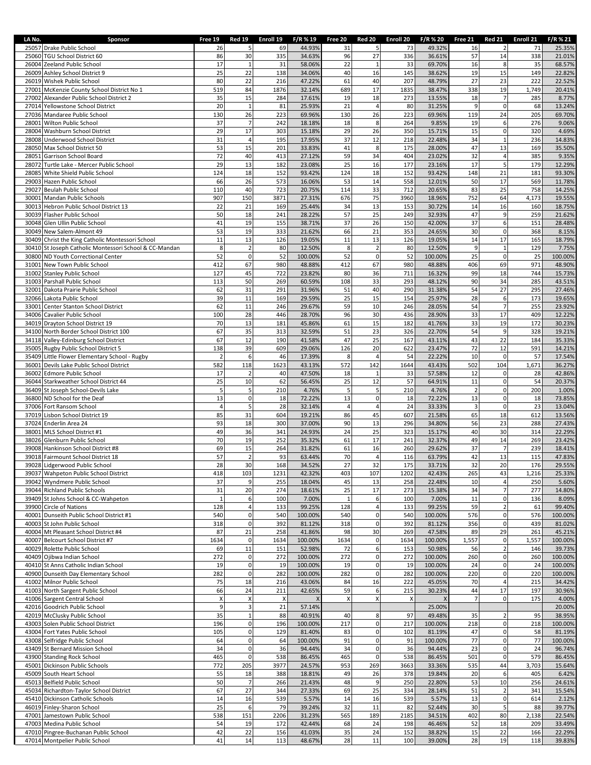| LA No. | Sponsor | Free 19 | Red 19 | Enroll 19 | F/R % 19 | Free 20 | Red 20 | Enroll 20 | F/R % 20 | Free 21 | Red 21 | Enroll 21 | F/R % 21 |
|---|---|---|---|---|---|---|---|---|---|---|---|---|---|
| 25057 | Drake Public School | 26 | 5 | 69 | 44.93% | 31 | 5 | 73 | 49.32% | 16 | 2 | 71 | 25.35% |
| 25060 | TGU School District 60 | 86 | 30 | 335 | 34.63% | 96 | 27 | 336 | 36.61% | 57 | 14 | 338 | 21.01% |
| 26004 | Zeeland Public School | 17 | 1 | 31 | 58.06% | 22 | 1 | 33 | 69.70% | 16 | 8 | 35 | 68.57% |
| 26009 | Ashley School District 9 | 25 | 22 | 138 | 34.06% | 40 | 16 | 145 | 38.62% | 19 | 15 | 149 | 22.82% |
| 26019 | Wishek Public School | 80 | 22 | 216 | 47.22% | 61 | 40 | 207 | 48.79% | 27 | 23 | 222 | 22.52% |
| 27001 | McKenzie County School District No 1 | 519 | 84 | 1876 | 32.14% | 689 | 17 | 1835 | 38.47% | 338 | 19 | 1,749 | 20.41% |
| 27002 | Alexander Public School District 2 | 35 | 15 | 284 | 17.61% | 19 | 18 | 273 | 13.55% | 18 | 7 | 285 | 8.77% |
| 27014 | Yellowstone School District | 20 | 1 | 81 | 25.93% | 21 | 4 | 80 | 31.25% | 9 | 0 | 68 | 13.24% |
| 27036 | Mandaree Public School | 130 | 26 | 223 | 69.96% | 130 | 26 | 223 | 69.96% | 119 | 24 | 205 | 69.70% |
| 28001 | Wilton Public School | 37 | 7 | 242 | 18.18% | 18 | 8 | 264 | 9.85% | 19 | 6 | 276 | 9.06% |
| 28004 | Washburn School District | 29 | 17 | 303 | 15.18% | 29 | 26 | 350 | 15.71% | 15 | 0 | 320 | 4.69% |
| 28008 | Underwood School District | 31 | 4 | 195 | 17.95% | 37 | 12 | 218 | 22.48% | 34 | 1 | 236 | 14.83% |
| 28050 | Max School District 50 | 53 | 15 | 201 | 33.83% | 41 | 8 | 175 | 28.00% | 47 | 13 | 169 | 35.50% |
| 28051 | Garrison School Board | 72 | 40 | 413 | 27.12% | 59 | 34 | 404 | 23.02% | 32 | 4 | 385 | 9.35% |
| 28072 | Turtle Lake - Mercer Public School | 29 | 13 | 182 | 23.08% | 25 | 16 | 177 | 23.16% | 17 | 5 | 179 | 12.29% |
| 28085 | White Shield Public School | 124 | 18 | 152 | 93.42% | 124 | 18 | 152 | 93.42% | 148 | 21 | 181 | 93.30% |
| 29003 | Hazen Public School | 66 | 26 | 573 | 16.06% | 53 | 14 | 558 | 12.01% | 50 | 17 | 569 | 11.78% |
| 29027 | Beulah Public School | 110 | 40 | 723 | 20.75% | 114 | 33 | 712 | 20.65% | 83 | 25 | 758 | 14.25% |
| 30001 | Mandan Public Schools | 907 | 150 | 3871 | 27.31% | 676 | 75 | 3960 | 18.96% | 752 | 64 | 4,173 | 19.55% |
| 30013 | Hebron Public School District 13 | 22 | 21 | 169 | 25.44% | 34 | 13 | 153 | 30.72% | 14 | 16 | 160 | 18.75% |
| 30039 | Flasher Public School | 50 | 18 | 241 | 28.22% | 57 | 25 | 249 | 32.93% | 47 | 9 | 259 | 21.62% |
| 30048 | Glen Ullin Public School | 41 | 19 | 155 | 38.71% | 37 | 26 | 150 | 42.00% | 37 | 6 | 151 | 28.48% |
| 30049 | New Salem-Almont 49 | 53 | 19 | 333 | 21.62% | 66 | 21 | 353 | 24.65% | 30 | 0 | 368 | 8.15% |
| 30409 | Christ the King Catholic Montessori School | 11 | 13 | 126 | 19.05% | 11 | 13 | 126 | 19.05% | 14 | 17 | 165 | 18.79% |
| 30410 | St Joseph Catholic Montessori School & CC-Mandan | 8 | 2 | 80 | 12.50% | 8 | 2 | 80 | 12.50% | 9 | 1 | 129 | 7.75% |
| 30800 | ND Youth Correctional Center | 52 | 0 | 52 | 100.00% | 52 | 0 | 52 | 100.00% | 25 | 0 | 25 | 100.00% |
| 31001 | New Town Public School | 412 | 67 | 980 | 48.88% | 412 | 67 | 980 | 48.88% | 406 | 69 | 971 | 48.90% |
| 31002 | Stanley Public School | 127 | 45 | 722 | 23.82% | 80 | 36 | 711 | 16.32% | 99 | 18 | 744 | 15.73% |
| 31003 | Parshall Public School | 113 | 50 | 269 | 60.59% | 108 | 33 | 293 | 48.12% | 90 | 34 | 285 | 43.51% |
| 32001 | Dakota Prairie Public School | 62 | 31 | 291 | 31.96% | 51 | 40 | 290 | 31.38% | 54 | 27 | 295 | 27.46% |
| 32066 | Lakota Public School | 39 | 11 | 169 | 29.59% | 25 | 15 | 154 | 25.97% | 28 | 6 | 173 | 19.65% |
| 33001 | Center Stanton School District | 62 | 11 | 246 | 29.67% | 59 | 10 | 246 | 28.05% | 54 | 7 | 255 | 23.92% |
| 34006 | Cavalier Public School | 100 | 28 | 446 | 28.70% | 96 | 30 | 436 | 28.90% | 33 | 17 | 409 | 12.22% |
| 34019 | Drayton School District 19 | 70 | 13 | 181 | 45.86% | 61 | 15 | 182 | 41.76% | 33 | 19 | 172 | 30.23% |
| 34100 | North Border School District 100 | 67 | 35 | 313 | 32.59% | 51 | 23 | 326 | 22.70% | 54 | 9 | 328 | 19.21% |
| 34118 | Valley-Edinburg School District | 67 | 12 | 190 | 41.58% | 47 | 25 | 167 | 43.11% | 43 | 22 | 184 | 35.33% |
| 35005 | Rugby Public School District 5 | 138 | 39 | 609 | 29.06% | 126 | 20 | 622 | 23.47% | 72 | 12 | 591 | 14.21% |
| 35409 | Little Flower Elementary School - Rugby | 2 | 6 | 46 | 17.39% | 8 | 4 | 54 | 22.22% | 10 | 0 | 57 | 17.54% |
| 36001 | Devils Lake Public School District | 582 | 118 | 1623 | 43.13% | 572 | 142 | 1644 | 43.43% | 502 | 104 | 1,671 | 36.27% |
| 36002 | Edmore Public School | 17 | 2 | 40 | 47.50% | 18 | 1 | 33 | 57.58% | 12 | 0 | 28 | 42.86% |
| 36044 | Starkweather School District 44 | 25 | 10 | 62 | 56.45% | 25 | 12 | 57 | 64.91% | 11 | 0 | 54 | 20.37% |
| 36409 | St Joseph School-Devils Lake | 5 | 5 | 210 | 4.76% | 5 | 5 | 210 | 4.76% | 2 | 0 | 200 | 1.00% |
| 36800 | ND School for the Deaf | 13 | 0 | 18 | 72.22% | 13 | 0 | 18 | 72.22% | 13 | 0 | 18 | 73.85% |
| 37006 | Fort Ransom School | 4 | 5 | 28 | 32.14% | 4 | 4 | 24 | 33.33% | 3 | 0 | 23 | 13.04% |
| 37019 | Lisbon School District 19 | 85 | 31 | 604 | 19.21% | 86 | 45 | 607 | 21.58% | 65 | 18 | 612 | 13.56% |
| 37024 | Enderlin Area 24 | 93 | 18 | 300 | 37.00% | 90 | 13 | 296 | 34.80% | 56 | 23 | 288 | 27.43% |
| 38001 | MLS School District #1 | 49 | 36 | 341 | 24.93% | 24 | 25 | 323 | 15.17% | 40 | 30 | 314 | 22.29% |
| 38026 | Glenburn Public School | 70 | 19 | 252 | 35.32% | 61 | 17 | 241 | 32.37% | 49 | 14 | 269 | 23.42% |
| 39008 | Hankinson School District #8 | 69 | 15 | 264 | 31.82% | 61 | 16 | 260 | 29.62% | 37 | 7 | 239 | 18.41% |
| 39018 | Fairmount School District 18 | 57 | 2 | 93 | 63.44% | 70 | 4 | 116 | 63.79% | 42 | 13 | 115 | 47.83% |
| 39028 | Lidgerwood Public School | 28 | 30 | 168 | 34.52% | 27 | 32 | 175 | 33.71% | 32 | 20 | 176 | 29.55% |
| 39037 | Wahpeton Public School District | 418 | 103 | 1231 | 42.32% | 403 | 107 | 1202 | 42.43% | 265 | 43 | 1,216 | 25.33% |
| 39042 | Wyndmere Public School | 37 | 9 | 255 | 18.04% | 45 | 13 | 258 | 22.48% | 10 | 4 | 250 | 5.60% |
| 39044 | Richland Public Schools | 31 | 20 | 274 | 18.61% | 25 | 17 | 273 | 15.38% | 34 | 7 | 277 | 14.80% |
| 39409 | St Johns School & CC-Wahpeton | 1 | 6 | 100 | 7.00% | 1 | 6 | 100 | 7.00% | 11 | 0 | 136 | 8.09% |
| 39900 | Circle of Nations | 128 | 4 | 133 | 99.25% | 128 | 4 | 133 | 99.25% | 59 | 2 | 61 | 99.40% |
| 40001 | Dunseith Public School District #1 | 540 | 0 | 540 | 100.00% | 540 | 0 | 540 | 100.00% | 576 | 0 | 576 | 100.00% |
| 40003 | St John Public School | 318 | 0 | 392 | 81.12% | 318 | 0 | 392 | 81.12% | 356 | 0 | 439 | 81.02% |
| 40004 | Mt Pleasant School District #4 | 87 | 21 | 258 | 41.86% | 98 | 30 | 269 | 47.58% | 89 | 29 | 261 | 45.21% |
| 40007 | Belcourt School District #7 | 1634 | 0 | 1634 | 100.00% | 1634 | 0 | 1634 | 100.00% | 1,557 | 0 | 1,557 | 100.00% |
| 40029 | Rolette Public School | 69 | 11 | 151 | 52.98% | 72 | 6 | 153 | 50.98% | 56 | 2 | 146 | 39.73% |
| 40409 | Ojibwa Indian School | 272 | 0 | 272 | 100.00% | 272 | 0 | 272 | 100.00% | 260 | 0 | 260 | 100.00% |
| 40410 | St Anns Catholic Indian School | 19 | 0 | 19 | 100.00% | 19 | 0 | 19 | 100.00% | 24 | 0 | 24 | 100.00% |
| 40900 | Dunseith Day Elementary School | 282 | 0 | 282 | 100.00% | 282 | 0 | 282 | 100.00% | 220 | 0 | 220 | 100.00% |
| 41002 | Milnor Public School | 75 | 18 | 216 | 43.06% | 84 | 16 | 222 | 45.05% | 70 | 4 | 215 | 34.42% |
| 41003 | North Sargent Public School | 66 | 24 | 211 | 42.65% | 59 | 6 | 215 | 30.23% | 44 | 17 | 197 | 30.96% |
| 41006 | Sargent Central School | X | X | X | X | X | X | X | X | 7 | 0 | 175 | 4.00% |
| 42016 | Goodrich Public School | 9 | 3 | 21 | 57.14% | | | | 25.00% | | | | 20.00% |
| 42019 | McClusky Public School | 35 | 1 | 88 | 40.91% | 40 | 8 | 97 | 49.48% | 35 | 2 | 95 | 38.95% |
| 43003 | Solen Public School District | 196 | 0 | 196 | 100.00% | 217 | 0 | 217 | 100.00% | 218 | 0 | 218 | 100.00% |
| 43004 | Fort Yates Public School | 105 | 0 | 129 | 81.40% | 83 | 0 | 102 | 81.19% | 47 | 0 | 58 | 81.19% |
| 43008 | Selfridge Public School | 64 | 0 | 64 | 100.00% | 91 | 0 | 91 | 100.00% | 77 | 0 | 77 | 100.00% |
| 43409 | St Bernard Mission School | 34 | 0 | 36 | 94.44% | 34 | 0 | 36 | 94.44% | 23 | 0 | 24 | 96.74% |
| 43900 | Standing Rock School | 465 | 0 | 538 | 86.45% | 465 | 0 | 538 | 86.45% | 501 | 0 | 579 | 86.45% |
| 45001 | Dickinson Public Schools | 772 | 205 | 3977 | 24.57% | 953 | 269 | 3663 | 33.36% | 535 | 44 | 3,703 | 15.64% |
| 45009 | South Heart School | 55 | 18 | 388 | 18.81% | 49 | 26 | 378 | 19.84% | 20 | 6 | 405 | 6.42% |
| 45013 | Belfield Public School | 50 | 7 | 266 | 21.43% | 48 | 9 | 250 | 22.80% | 53 | 10 | 256 | 24.61% |
| 45034 | Richardton-Taylor School District | 67 | 27 | 344 | 27.33% | 69 | 25 | 334 | 28.14% | 51 | 2 | 341 | 15.54% |
| 45410 | Dickinson Catholic Schools | 14 | 16 | 539 | 5.57% | 14 | 16 | 539 | 5.57% | 13 | 0 | 614 | 2.12% |
| 46019 | Finley-Sharon School | 25 | 6 | 79 | 39.24% | 32 | 11 | 82 | 52.44% | 30 | 5 | 88 | 39.77% |
| 47001 | Jamestown Public School | 538 | 151 | 2206 | 31.23% | 565 | 189 | 2185 | 34.51% | 402 | 80 | 2,138 | 22.54% |
| 47003 | Medina Public School | 54 | 19 | 172 | 42.44% | 68 | 24 | 198 | 46.46% | 52 | 18 | 209 | 33.49% |
| 47010 | Pingree-Buchanan Public School | 42 | 22 | 156 | 41.03% | 35 | 24 | 152 | 38.82% | 15 | 22 | 166 | 22.29% |
| 47014 | Montpelier Public School | 41 | 14 | 113 | 48.67% | 28 | 11 | 100 | 39.00% | 28 | 19 | 118 | 39.83% |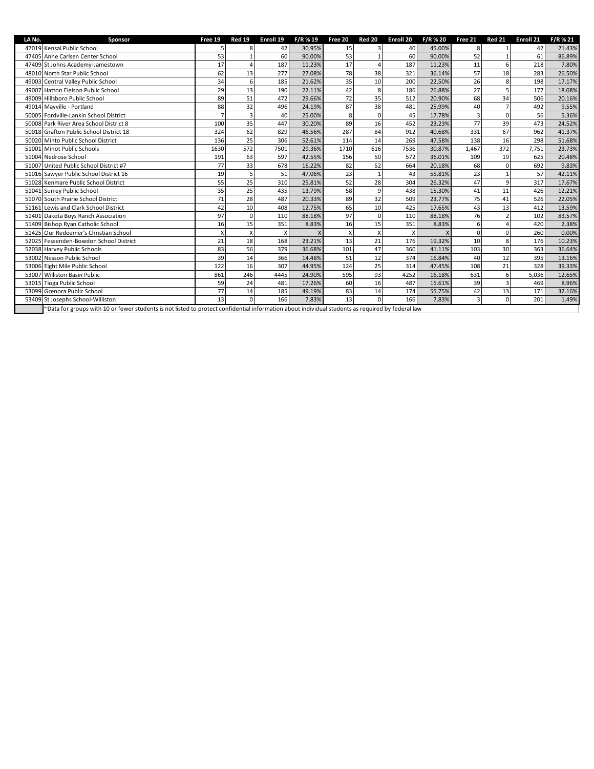| LA No. | Sponsor | Free 19 | Red 19 | Enroll 19 | F/R % 19 | Free 20 | Red 20 | Enroll 20 | F/R % 20 | Free 21 | Red 21 | Enroll 21 | F/R % 21 |
|---|---|---|---|---|---|---|---|---|---|---|---|---|---|
| 47019 | Kensal Public School | 5 | 8 | 42 | 30.95% | 15 | 3 | 40 | 45.00% | 8 | 1 | 42 | 21.43% |
| 47405 | Anne Carlsen Center School | 53 | 1 | 60 | 90.00% | 53 | 1 | 60 | 90.00% | 52 | 1 | 61 | 86.89% |
| 47409 | St Johns Academy-Jamestown | 17 | 4 | 187 | 11.23% | 17 | 4 | 187 | 11.23% | 11 | 6 | 218 | 7.80% |
| 48010 | North Star Public School | 62 | 13 | 277 | 27.08% | 78 | 38 | 321 | 36.14% | 57 | 18 | 283 | 26.50% |
| 49003 | Central Valley Public School | 34 | 6 | 185 | 21.62% | 35 | 10 | 200 | 22.50% | 26 | 8 | 198 | 17.17% |
| 49007 | Hatton Eielson Public School | 29 | 13 | 190 | 22.11% | 42 | 8 | 186 | 26.88% | 27 | 5 | 177 | 18.08% |
| 49009 | Hillsboro Public School | 89 | 51 | 472 | 29.66% | 72 | 35 | 512 | 20.90% | 68 | 34 | 506 | 20.16% |
| 49014 | Mayville - Portland | 88 | 32 | 496 | 24.19% | 87 | 38 | 481 | 25.99% | 40 | 7 | 492 | 9.55% |
| 50005 | Fordville-Lankin School District | 7 | 3 | 40 | 25.00% | 8 | 0 | 45 | 17.78% | 3 | 0 | 56 | 5.36% |
| 50008 | Park River Area School District 8 | 100 | 35 | 447 | 30.20% | 89 | 16 | 452 | 23.23% | 77 | 39 | 473 | 24.52% |
| 50018 | Grafton Public School District 18 | 324 | 62 | 829 | 46.56% | 287 | 84 | 912 | 40.68% | 331 | 67 | 962 | 41.37% |
| 50020 | Minto Public School District | 136 | 25 | 306 | 52.61% | 114 | 14 | 269 | 47.58% | 138 | 16 | 298 | 51.68% |
| 51001 | Minot Public Schools | 1630 | 572 | 7501 | 29.36% | 1710 | 616 | 7536 | 30.87% | 1,467 | 372 | 7,751 | 23.73% |
| 51004 | Nedrose School | 191 | 63 | 597 | 42.55% | 156 | 50 | 572 | 36.01% | 109 | 19 | 625 | 20.48% |
| 51007 | United Public School District #7 | 77 | 33 | 678 | 16.22% | 82 | 52 | 664 | 20.18% | 68 | 0 | 692 | 9.83% |
| 51016 | Sawyer Public School District 16 | 19 | 5 | 51 | 47.06% | 23 | 1 | 43 | 55.81% | 23 | 1 | 57 | 42.11% |
| 51028 | Kenmare Public School District | 55 | 25 | 310 | 25.81% | 52 | 28 | 304 | 26.32% | 47 | 9 | 317 | 17.67% |
| 51041 | Surrey Public School | 35 | 25 | 435 | 13.79% | 58 | 9 | 438 | 15.30% | 41 | 11 | 426 | 12.21% |
| 51070 | South Prairie School District | 71 | 28 | 487 | 20.33% | 89 | 32 | 509 | 23.77% | 75 | 41 | 526 | 22.05% |
| 51161 | Lewis and Clark School District | 42 | 10 | 408 | 12.75% | 65 | 10 | 425 | 17.65% | 43 | 13 | 412 | 13.59% |
| 51401 | Dakota Boys Ranch Association | 97 | 0 | 110 | 88.18% | 97 | 0 | 110 | 88.18% | 76 | 2 | 102 | 83.57% |
| 51409 | Bishop Ryan Catholic School | 16 | 15 | 351 | 8.83% | 16 | 15 | 351 | 8.83% | 6 | 4 | 420 | 2.38% |
| 51425 | Our Redeemer's Christian School | X | X | X | X | X | X | X | X | 0 | 0 | 260 | 0.00% |
| 52025 | Fessenden-Bowdon School District | 21 | 18 | 168 | 23.21% | 13 | 21 | 176 | 19.32% | 10 | 8 | 176 | 10.23% |
| 52038 | Harvey Public Schools | 83 | 56 | 379 | 36.68% | 101 | 47 | 360 | 41.11% | 103 | 30 | 363 | 36.64% |
| 53002 | Nesson Public School | 39 | 14 | 366 | 14.48% | 51 | 12 | 374 | 16.84% | 40 | 12 | 395 | 13.16% |
| 53006 | Eight Mile Public School | 122 | 16 | 307 | 44.95% | 124 | 25 | 314 | 47.45% | 108 | 21 | 328 | 39.33% |
| 53007 | Williston Basin Public | 861 | 246 | 4445 | 24.90% | 595 | 93 | 4252 | 16.18% | 631 | 6 | 5,036 | 12.65% |
| 53015 | Tioga Public School | 59 | 24 | 481 | 17.26% | 60 | 16 | 487 | 15.61% | 39 | 3 | 469 | 8.96% |
| 53099 | Grenora Public School | 77 | 14 | 185 | 49.19% | 83 | 14 | 174 | 55.75% | 42 | 13 | 171 | 32.16% |
| 53409 | St Josephs School-Williston | 13 | 0 | 166 | 7.83% | 13 | 0 | 166 | 7.83% | 3 | 0 | 201 | 1.49% |
| | ~Data for groups with 10 or fewer students is not listed to protect confidential information about individual students as required by federal law | | | | | | | | | | | | |